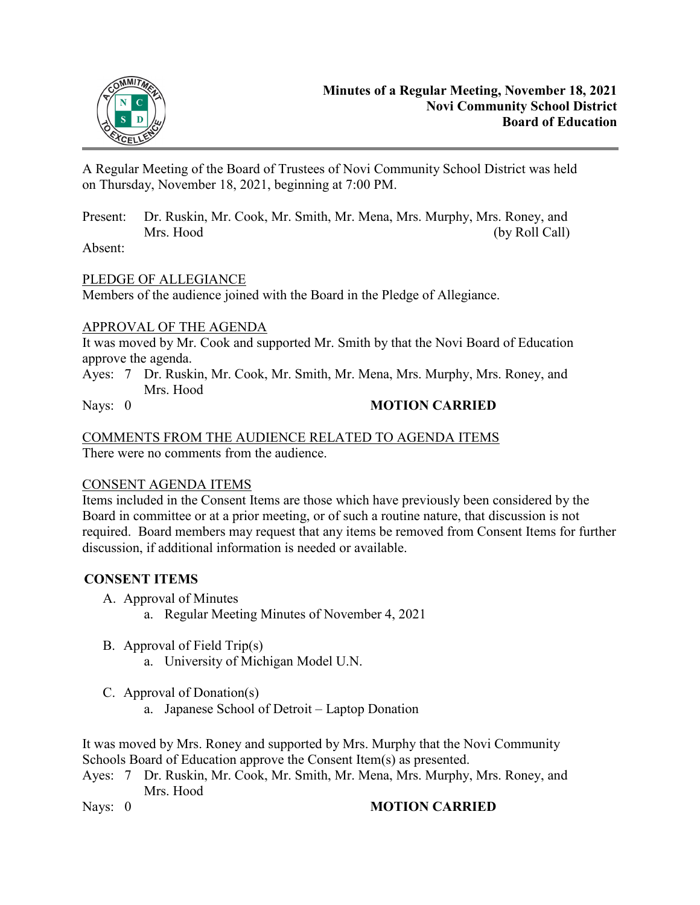# Minutes of a Regular Meeting, November 18, 2021
## Novi Community School District
## Board of Education

A Regular Meeting of the Board of Trustees of Novi Community School District was held on Thursday, November 18, 2021, beginning at 7:00 PM.

Present: Dr. Ruskin, Mr. Cook, Mr. Smith, Mr. Mena, Mrs. Murphy, Mrs. Roney, and Mrs. Hood (by Roll Call)

Absent:

PLEDGE OF ALLEGIANCE

Members of the audience joined with the Board in the Pledge of Allegiance.

APPROVAL OF THE AGENDA

It was moved by Mr. Cook and supported Mr. Smith by that the Novi Board of Education approve the agenda.

Ayes: 7 Dr. Ruskin, Mr. Cook, Mr. Smith, Mr. Mena, Mrs. Murphy, Mrs. Roney, and Mrs. Hood

Nays: 0 **MOTION CARRIED**

COMMENTS FROM THE AUDIENCE RELATED TO AGENDA ITEMS

There were no comments from the audience.

CONSENT AGENDA ITEMS

Items included in the Consent Items are those which have previously been considered by the Board in committee or at a prior meeting, or of such a routine nature, that discussion is not required. Board members may request that any items be removed from Consent Items for further discussion, if additional information is needed or available.

**CONSENT ITEMS**

A. Approval of Minutes
   a. Regular Meeting Minutes of November 4, 2021

B. Approval of Field Trip(s)
   a. University of Michigan Model U.N.

C. Approval of Donation(s)
   a. Japanese School of Detroit – Laptop Donation

It was moved by Mrs. Roney and supported by Mrs. Murphy that the Novi Community Schools Board of Education approve the Consent Item(s) as presented.

Ayes: 7 Dr. Ruskin, Mr. Cook, Mr. Smith, Mr. Mena, Mrs. Murphy, Mrs. Roney, and Mrs. Hood

Nays: 0 **MOTION CARRIED**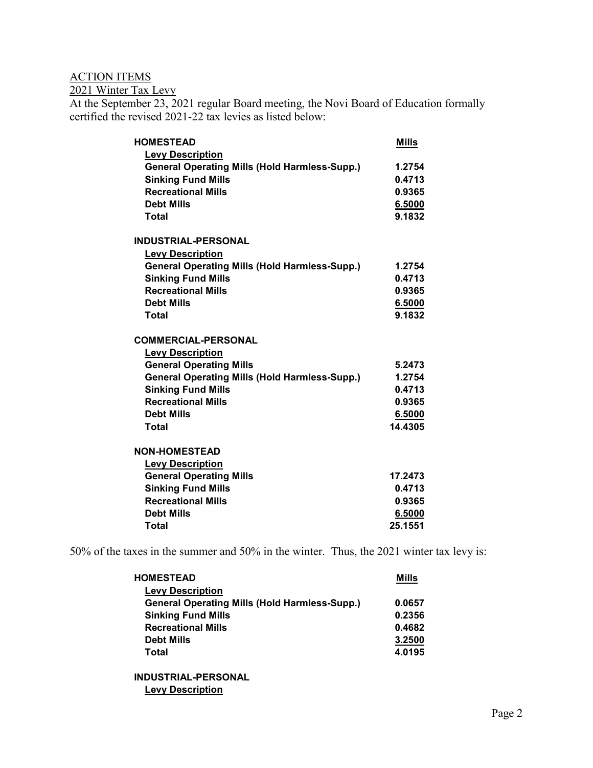ACTION ITEMS

2021 Winter Tax Levy

At the September 23, 2021 regular Board meeting, the Novi Board of Education formally certified the revised 2021-22 tax levies as listed below:

| **HOMESTEAD** | **Mills** |
|---|---|
| **Levy Description** | |
| **General Operating Mills (Hold Harmless-Supp.)** | **1.2754** |
| **Sinking Fund Mills** | **0.4713** |
| **Recreational Mills** | **0.9365** |
| **Debt Mills** | **6.5000** |
| **Total** | **9.1832** |

| **INDUSTRIAL-PERSONAL** | |
|---|---|
| **Levy Description** | |
| **General Operating Mills (Hold Harmless-Supp.)** | **1.2754** |
| **Sinking Fund Mills** | **0.4713** |
| **Recreational Mills** | **0.9365** |
| **Debt Mills** | **6.5000** |
| **Total** | **9.1832** |

| **COMMERCIAL-PERSONAL** | |
|---|---|
| **Levy Description** | |
| **General Operating Mills** | **5.2473** |
| **General Operating Mills (Hold Harmless-Supp.)** | **1.2754** |
| **Sinking Fund Mills** | **0.4713** |
| **Recreational Mills** | **0.9365** |
| **Debt Mills** | **6.5000** |
| **Total** | **14.4305** |

| **NON-HOMESTEAD** | |
|---|---|
| **Levy Description** | |
| **General Operating Mills** | **17.2473** |
| **Sinking Fund Mills** | **0.4713** |
| **Recreational Mills** | **0.9365** |
| **Debt Mills** | **6.5000** |
| **Total** | **25.1551** |

50% of the taxes in the summer and 50% in the winter. Thus, the 2021 winter tax levy is:

| **HOMESTEAD** | **Mills** |
|---|---|
| **Levy Description** | |
| **General Operating Mills (Hold Harmless-Supp.)** | **0.0657** |
| **Sinking Fund Mills** | **0.2356** |
| **Recreational Mills** | **0.4682** |
| **Debt Mills** | **3.2500** |
| **Total** | **4.0195** |

**INDUSTRIAL-PERSONAL**

**Levy Description**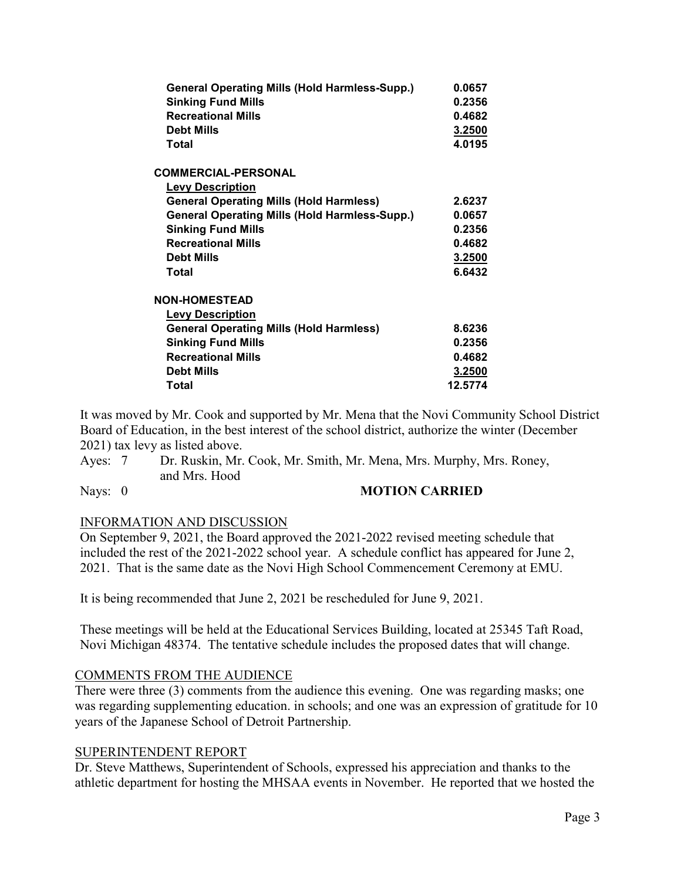| Levy Description | Mills |
|---|---|
| **General Operating Mills (Hold Harmless-Supp.)** | **0.0657** |
| **Sinking Fund Mills** | **0.2356** |
| **Recreational Mills** | **0.4682** |
| **Debt Mills** | **3.2500** |
| **Total** | **4.0195** |

**COMMERCIAL-PERSONAL**

| **Levy Description** | |
|---|---|
| **General Operating Mills (Hold Harmless)** | **2.6237** |
| **General Operating Mills (Hold Harmless-Supp.)** | **0.0657** |
| **Sinking Fund Mills** | **0.2356** |
| **Recreational Mills** | **0.4682** |
| **Debt Mills** | **3.2500** |
| **Total** | **6.6432** |

**NON-HOMESTEAD**

| **Levy Description** | |
|---|---|
| **General Operating Mills (Hold Harmless)** | **8.6236** |
| **Sinking Fund Mills** | **0.2356** |
| **Recreational Mills** | **0.4682** |
| **Debt Mills** | **3.2500** |
| **Total** | **12.5774** |

It was moved by Mr. Cook and supported by Mr. Mena that the Novi Community School District Board of Education, in the best interest of the school district, authorize the winter (December 2021) tax levy as listed above.

Ayes: 7 Dr. Ruskin, Mr. Cook, Mr. Smith, Mr. Mena, Mrs. Murphy, Mrs. Roney, and Mrs. Hood

Nays: 0 **MOTION CARRIED**

## INFORMATION AND DISCUSSION

On September 9, 2021, the Board approved the 2021-2022 revised meeting schedule that included the rest of the 2021-2022 school year. A schedule conflict has appeared for June 2, 2021. That is the same date as the Novi High School Commencement Ceremony at EMU.

It is being recommended that June 2, 2021 be rescheduled for June 9, 2021.

These meetings will be held at the Educational Services Building, located at 25345 Taft Road, Novi Michigan 48374. The tentative schedule includes the proposed dates that will change.

## COMMENTS FROM THE AUDIENCE

There were three (3) comments from the audience this evening. One was regarding masks; one was regarding supplementing education. in schools; and one was an expression of gratitude for 10 years of the Japanese School of Detroit Partnership.

## SUPERINTENDENT REPORT

Dr. Steve Matthews, Superintendent of Schools, expressed his appreciation and thanks to the athletic department for hosting the MHSAA events in November. He reported that we hosted the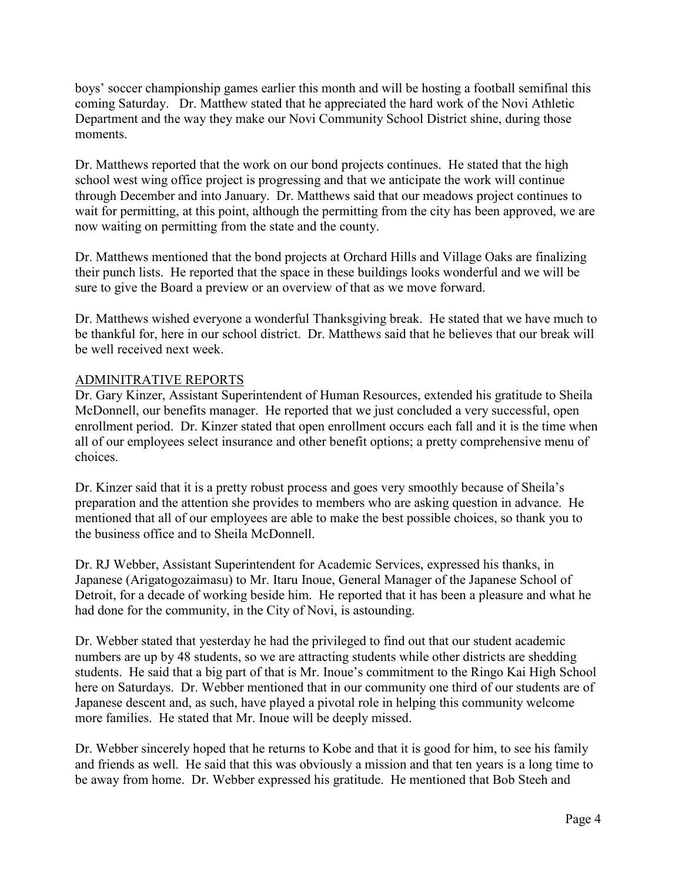boys' soccer championship games earlier this month and will be hosting a football semifinal this coming Saturday. Dr. Matthew stated that he appreciated the hard work of the Novi Athletic Department and the way they make our Novi Community School District shine, during those moments.

Dr. Matthews reported that the work on our bond projects continues. He stated that the high school west wing office project is progressing and that we anticipate the work will continue through December and into January. Dr. Matthews said that our meadows project continues to wait for permitting, at this point, although the permitting from the city has been approved, we are now waiting on permitting from the state and the county.

Dr. Matthews mentioned that the bond projects at Orchard Hills and Village Oaks are finalizing their punch lists. He reported that the space in these buildings looks wonderful and we will be sure to give the Board a preview or an overview of that as we move forward.

Dr. Matthews wished everyone a wonderful Thanksgiving break. He stated that we have much to be thankful for, here in our school district. Dr. Matthews said that he believes that our break will be well received next week.

<u>ADMINITRATIVE REPORTS</u>

Dr. Gary Kinzer, Assistant Superintendent of Human Resources, extended his gratitude to Sheila McDonnell, our benefits manager. He reported that we just concluded a very successful, open enrollment period. Dr. Kinzer stated that open enrollment occurs each fall and it is the time when all of our employees select insurance and other benefit options; a pretty comprehensive menu of choices.

Dr. Kinzer said that it is a pretty robust process and goes very smoothly because of Sheila's preparation and the attention she provides to members who are asking question in advance. He mentioned that all of our employees are able to make the best possible choices, so thank you to the business office and to Sheila McDonnell.

Dr. RJ Webber, Assistant Superintendent for Academic Services, expressed his thanks, in Japanese (Arigatogozaimasu) to Mr. Itaru Inoue, General Manager of the Japanese School of Detroit, for a decade of working beside him. He reported that it has been a pleasure and what he had done for the community, in the City of Novi, is astounding.

Dr. Webber stated that yesterday he had the privileged to find out that our student academic numbers are up by 48 students, so we are attracting students while other districts are shedding students. He said that a big part of that is Mr. Inoue's commitment to the Ringo Kai High School here on Saturdays. Dr. Webber mentioned that in our community one third of our students are of Japanese descent and, as such, have played a pivotal role in helping this community welcome more families. He stated that Mr. Inoue will be deeply missed.

Dr. Webber sincerely hoped that he returns to Kobe and that it is good for him, to see his family and friends as well. He said that this was obviously a mission and that ten years is a long time to be away from home. Dr. Webber expressed his gratitude. He mentioned that Bob Steeh and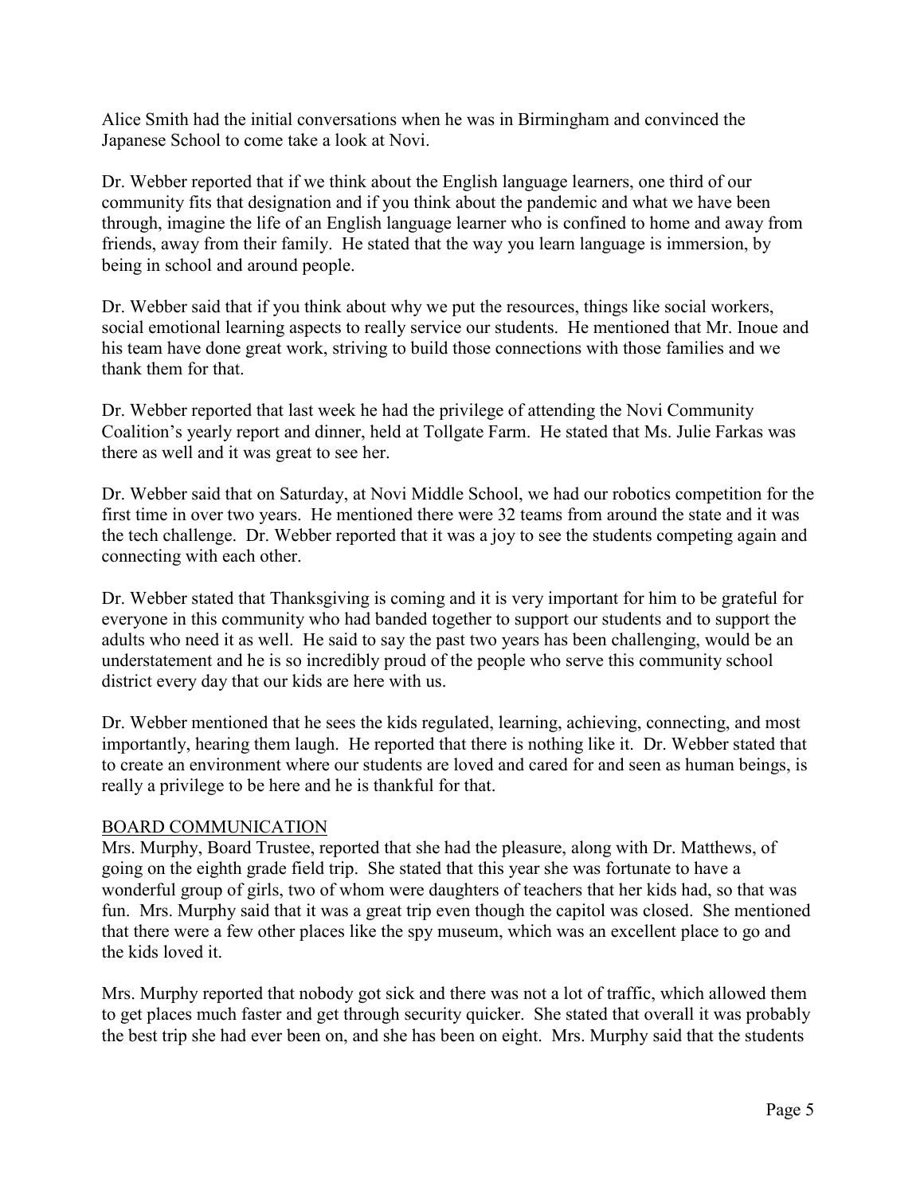Alice Smith had the initial conversations when he was in Birmingham and convinced the Japanese School to come take a look at Novi.

Dr. Webber reported that if we think about the English language learners, one third of our community fits that designation and if you think about the pandemic and what we have been through, imagine the life of an English language learner who is confined to home and away from friends, away from their family. He stated that the way you learn language is immersion, by being in school and around people.

Dr. Webber said that if you think about why we put the resources, things like social workers, social emotional learning aspects to really service our students. He mentioned that Mr. Inoue and his team have done great work, striving to build those connections with those families and we thank them for that.

Dr. Webber reported that last week he had the privilege of attending the Novi Community Coalition's yearly report and dinner, held at Tollgate Farm. He stated that Ms. Julie Farkas was there as well and it was great to see her.

Dr. Webber said that on Saturday, at Novi Middle School, we had our robotics competition for the first time in over two years. He mentioned there were 32 teams from around the state and it was the tech challenge. Dr. Webber reported that it was a joy to see the students competing again and connecting with each other.

Dr. Webber stated that Thanksgiving is coming and it is very important for him to be grateful for everyone in this community who had banded together to support our students and to support the adults who need it as well. He said to say the past two years has been challenging, would be an understatement and he is so incredibly proud of the people who serve this community school district every day that our kids are here with us.

Dr. Webber mentioned that he sees the kids regulated, learning, achieving, connecting, and most importantly, hearing them laugh. He reported that there is nothing like it. Dr. Webber stated that to create an environment where our students are loved and cared for and seen as human beings, is really a privilege to be here and he is thankful for that.

## BOARD COMMUNICATION

Mrs. Murphy, Board Trustee, reported that she had the pleasure, along with Dr. Matthews, of going on the eighth grade field trip. She stated that this year she was fortunate to have a wonderful group of girls, two of whom were daughters of teachers that her kids had, so that was fun. Mrs. Murphy said that it was a great trip even though the capitol was closed. She mentioned that there were a few other places like the spy museum, which was an excellent place to go and the kids loved it.

Mrs. Murphy reported that nobody got sick and there was not a lot of traffic, which allowed them to get places much faster and get through security quicker. She stated that overall it was probably the best trip she had ever been on, and she has been on eight. Mrs. Murphy said that the students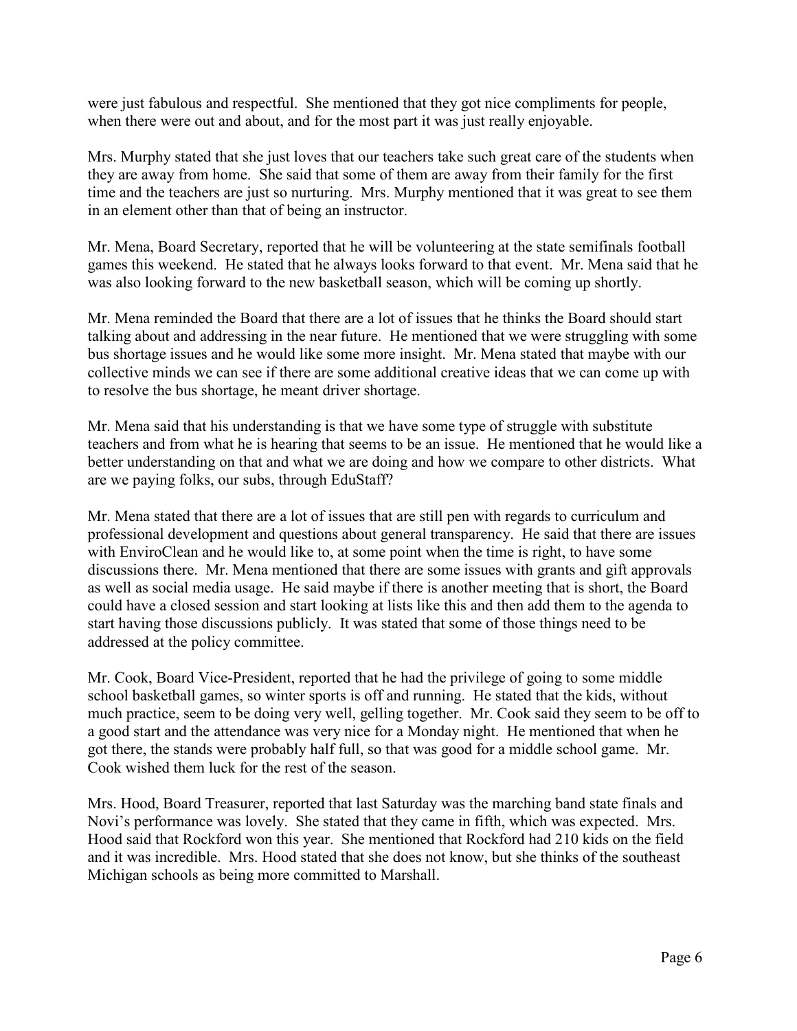were just fabulous and respectful. She mentioned that they got nice compliments for people, when there were out and about, and for the most part it was just really enjoyable.

Mrs. Murphy stated that she just loves that our teachers take such great care of the students when they are away from home. She said that some of them are away from their family for the first time and the teachers are just so nurturing. Mrs. Murphy mentioned that it was great to see them in an element other than that of being an instructor.

Mr. Mena, Board Secretary, reported that he will be volunteering at the state semifinals football games this weekend. He stated that he always looks forward to that event. Mr. Mena said that he was also looking forward to the new basketball season, which will be coming up shortly.

Mr. Mena reminded the Board that there are a lot of issues that he thinks the Board should start talking about and addressing in the near future. He mentioned that we were struggling with some bus shortage issues and he would like some more insight. Mr. Mena stated that maybe with our collective minds we can see if there are some additional creative ideas that we can come up with to resolve the bus shortage, he meant driver shortage.

Mr. Mena said that his understanding is that we have some type of struggle with substitute teachers and from what he is hearing that seems to be an issue. He mentioned that he would like a better understanding on that and what we are doing and how we compare to other districts. What are we paying folks, our subs, through EduStaff?

Mr. Mena stated that there are a lot of issues that are still pen with regards to curriculum and professional development and questions about general transparency. He said that there are issues with EnviroClean and he would like to, at some point when the time is right, to have some discussions there. Mr. Mena mentioned that there are some issues with grants and gift approvals as well as social media usage. He said maybe if there is another meeting that is short, the Board could have a closed session and start looking at lists like this and then add them to the agenda to start having those discussions publicly. It was stated that some of those things need to be addressed at the policy committee.

Mr. Cook, Board Vice-President, reported that he had the privilege of going to some middle school basketball games, so winter sports is off and running. He stated that the kids, without much practice, seem to be doing very well, gelling together. Mr. Cook said they seem to be off to a good start and the attendance was very nice for a Monday night. He mentioned that when he got there, the stands were probably half full, so that was good for a middle school game. Mr. Cook wished them luck for the rest of the season.

Mrs. Hood, Board Treasurer, reported that last Saturday was the marching band state finals and Novi's performance was lovely. She stated that they came in fifth, which was expected. Mrs. Hood said that Rockford won this year. She mentioned that Rockford had 210 kids on the field and it was incredible. Mrs. Hood stated that she does not know, but she thinks of the southeast Michigan schools as being more committed to Marshall.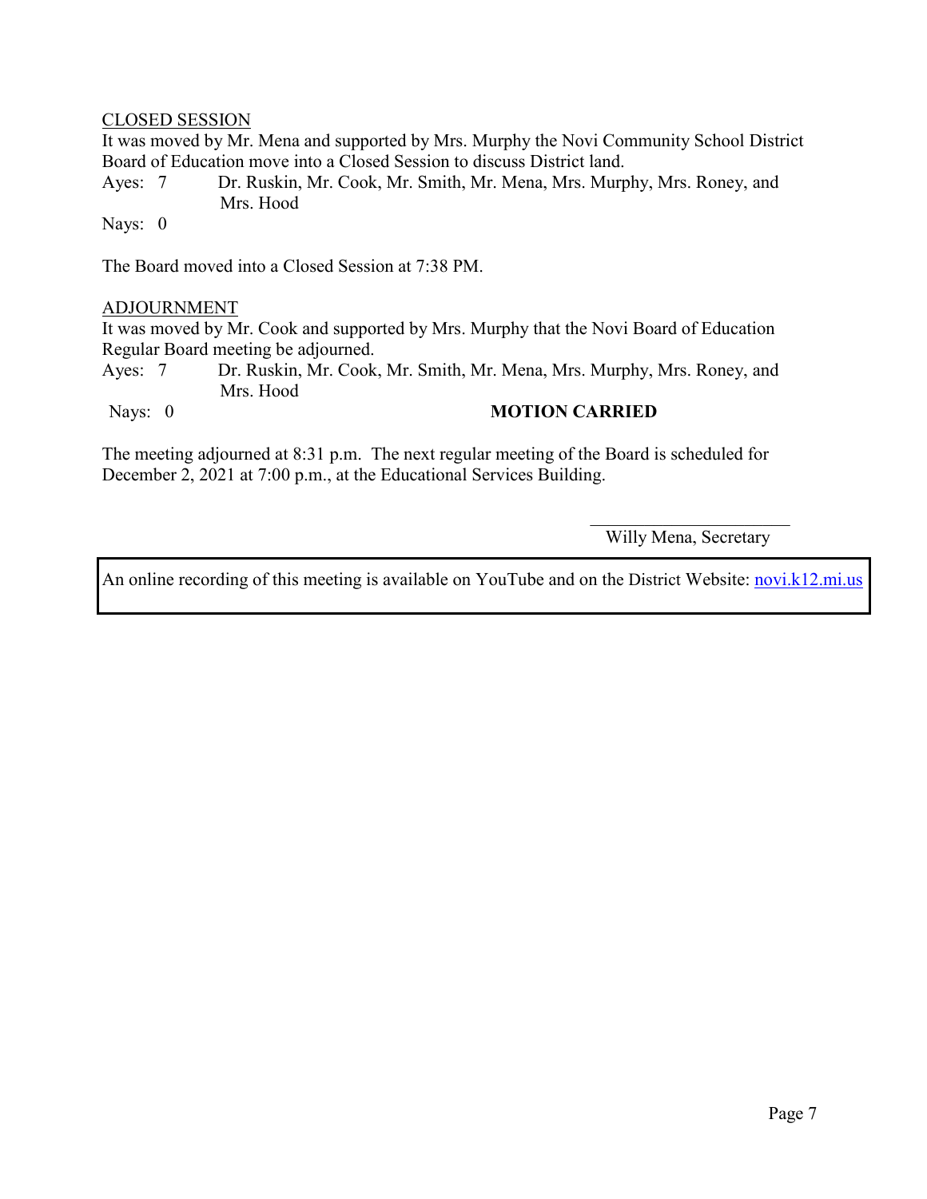CLOSED SESSION

It was moved by Mr. Mena and supported by Mrs. Murphy the Novi Community School District Board of Education move into a Closed Session to discuss District land.

Ayes: 7 Dr. Ruskin, Mr. Cook, Mr. Smith, Mr. Mena, Mrs. Murphy, Mrs. Roney, and Mrs. Hood

Nays: 0

The Board moved into a Closed Session at 7:38 PM.

ADJOURNMENT

It was moved by Mr. Cook and supported by Mrs. Murphy that the Novi Board of Education Regular Board meeting be adjourned.

Ayes: 7 Dr. Ruskin, Mr. Cook, Mr. Smith, Mr. Mena, Mrs. Murphy, Mrs. Roney, and Mrs. Hood

Nays: 0 **MOTION CARRIED**

The meeting adjourned at 8:31 p.m. The next regular meeting of the Board is scheduled for December 2, 2021 at 7:00 p.m., at the Educational Services Building.

______________________

Willy Mena, Secretary

An online recording of this meeting is available on YouTube and on the District Website: novi.k12.mi.us